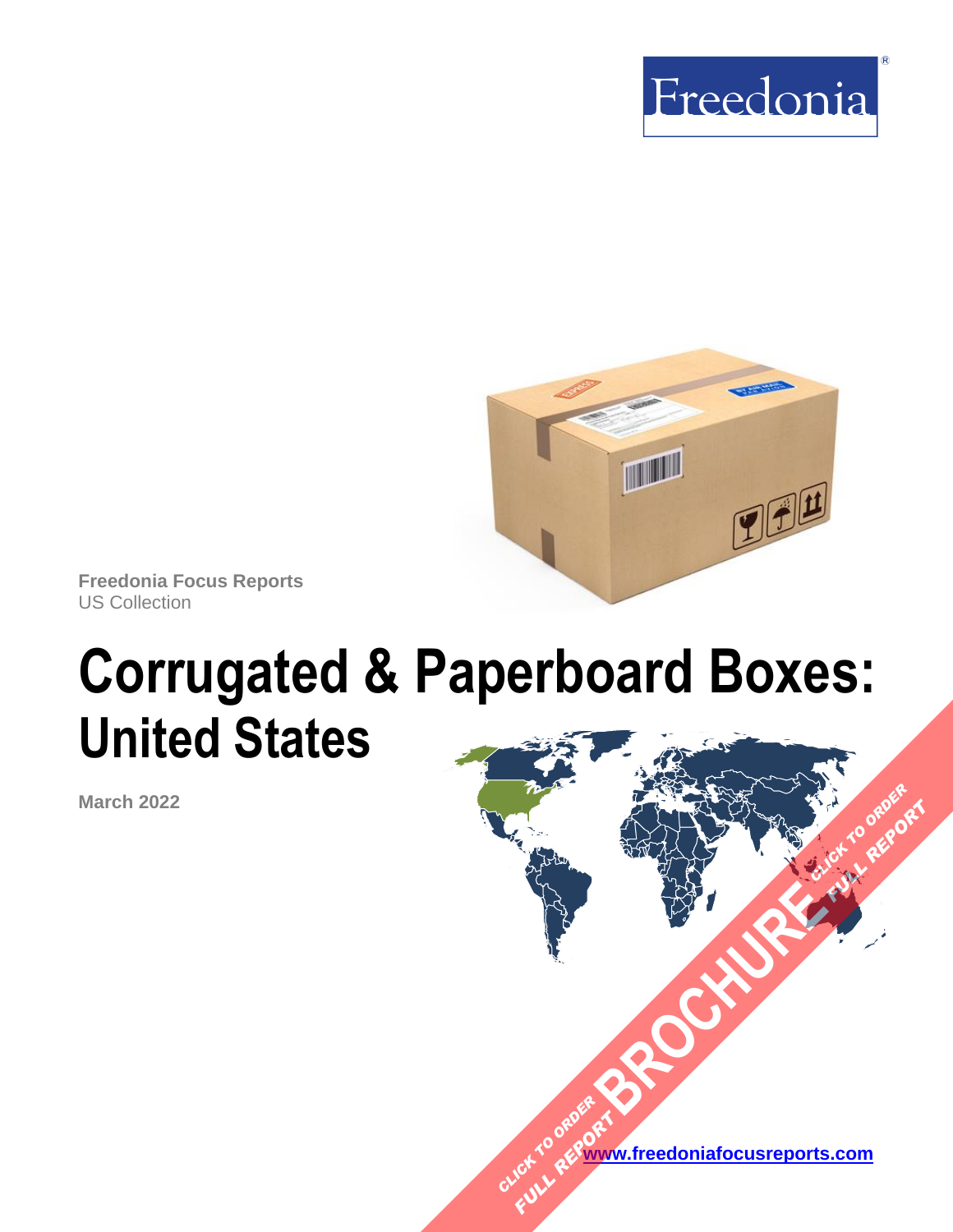Freedonia

**Freedonia Focus Reports**
US Collection

# Corrugated & Paperboard Boxes: United States

**March 2022**

CLICK TO ORDER FULL REPORT BROCHURE CLICK TO ORDER FULL REPORT

[www.freedoniafocusreports.com](http://www.freedoniafocusreports.com)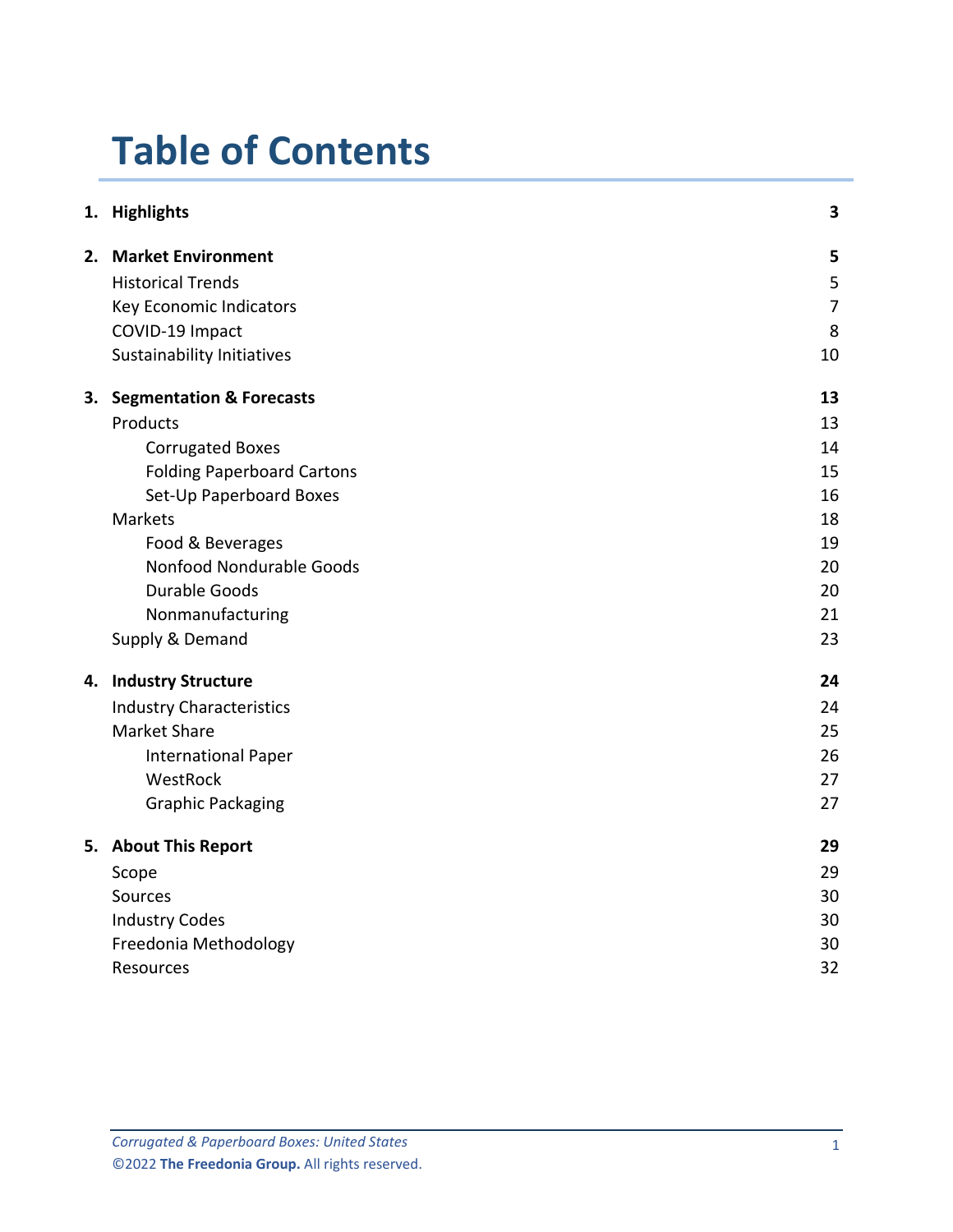# Table of Contents

| | | |
|---|---|---|
| **1.** | **Highlights** | **3** |
| **2.** | **Market Environment** | **5** |
| | Historical Trends | 5 |
| | Key Economic Indicators | 7 |
| | COVID-19 Impact | 8 |
| | Sustainability Initiatives | 10 |
| **3.** | **Segmentation & Forecasts** | **13** |
| | Products | 13 |
| | Corrugated Boxes | 14 |
| | Folding Paperboard Cartons | 15 |
| | Set-Up Paperboard Boxes | 16 |
| | Markets | 18 |
| | Food & Beverages | 19 |
| | Nonfood Nondurable Goods | 20 |
| | Durable Goods | 20 |
| | Nonmanufacturing | 21 |
| | Supply & Demand | 23 |
| **4.** | **Industry Structure** | **24** |
| | Industry Characteristics | 24 |
| | Market Share | 25 |
| | International Paper | 26 |
| | WestRock | 27 |
| | Graphic Packaging | 27 |
| **5.** | **About This Report** | **29** |
| | Scope | 29 |
| | Sources | 30 |
| | Industry Codes | 30 |
| | Freedonia Methodology | 30 |
| | Resources | 32 |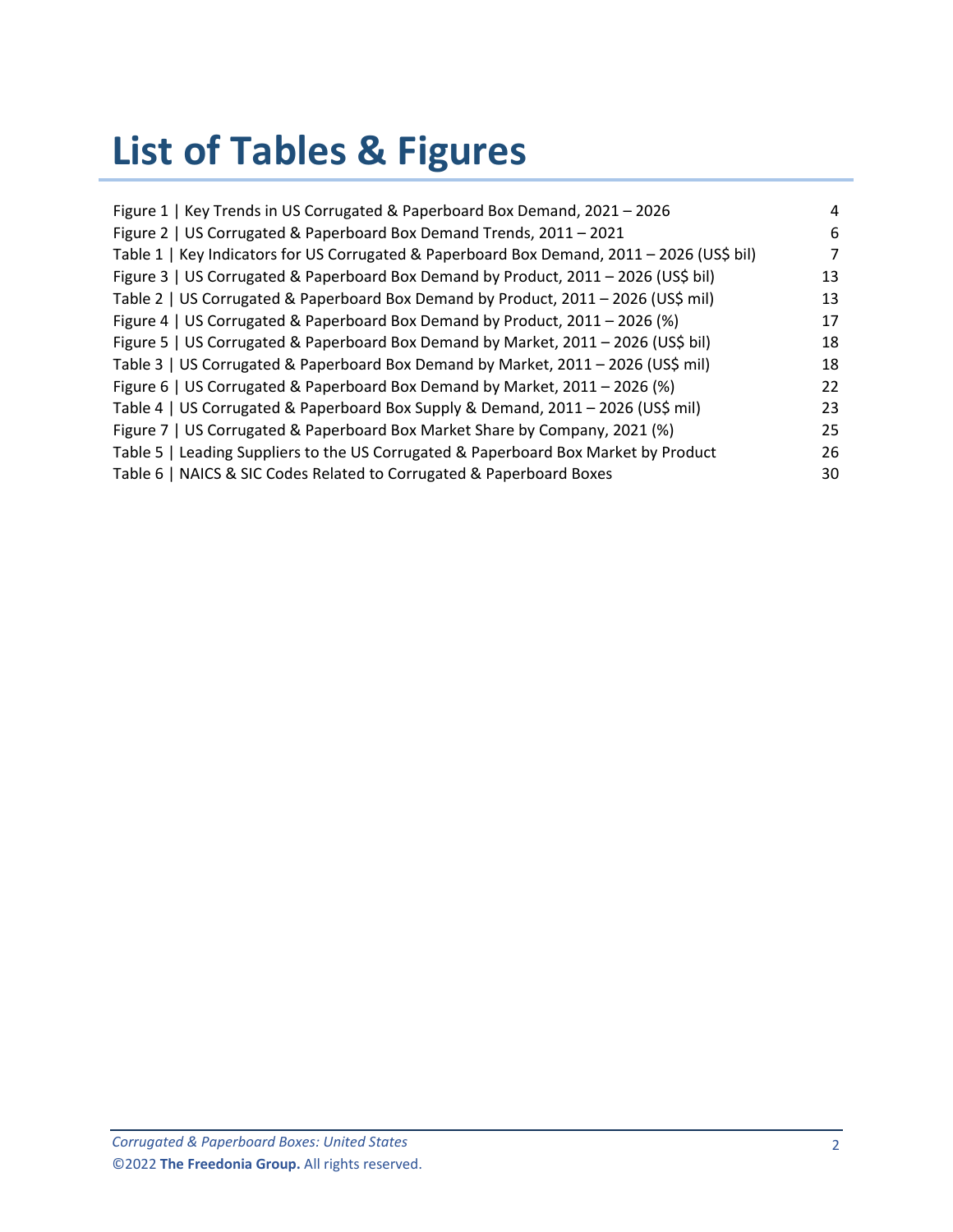# List of Tables & Figures

| | |
|---|---|
| Figure 1 \| Key Trends in US Corrugated & Paperboard Box Demand, 2021 – 2026 | 4 |
| Figure 2 \| US Corrugated & Paperboard Box Demand Trends, 2011 – 2021 | 6 |
| Table 1 \| Key Indicators for US Corrugated & Paperboard Box Demand, 2011 – 2026 (US$ bil) | 7 |
| Figure 3 \| US Corrugated & Paperboard Box Demand by Product, 2011 – 2026 (US$ bil) | 13 |
| Table 2 \| US Corrugated & Paperboard Box Demand by Product, 2011 – 2026 (US$ mil) | 13 |
| Figure 4 \| US Corrugated & Paperboard Box Demand by Product, 2011 – 2026 (%) | 17 |
| Figure 5 \| US Corrugated & Paperboard Box Demand by Market, 2011 – 2026 (US$ bil) | 18 |
| Table 3 \| US Corrugated & Paperboard Box Demand by Market, 2011 – 2026 (US$ mil) | 18 |
| Figure 6 \| US Corrugated & Paperboard Box Demand by Market, 2011 – 2026 (%) | 22 |
| Table 4 \| US Corrugated & Paperboard Box Supply & Demand, 2011 – 2026 (US$ mil) | 23 |
| Figure 7 \| US Corrugated & Paperboard Box Market Share by Company, 2021 (%) | 25 |
| Table 5 \| Leading Suppliers to the US Corrugated & Paperboard Box Market by Product | 26 |
| Table 6 \| NAICS & SIC Codes Related to Corrugated & Paperboard Boxes | 30 |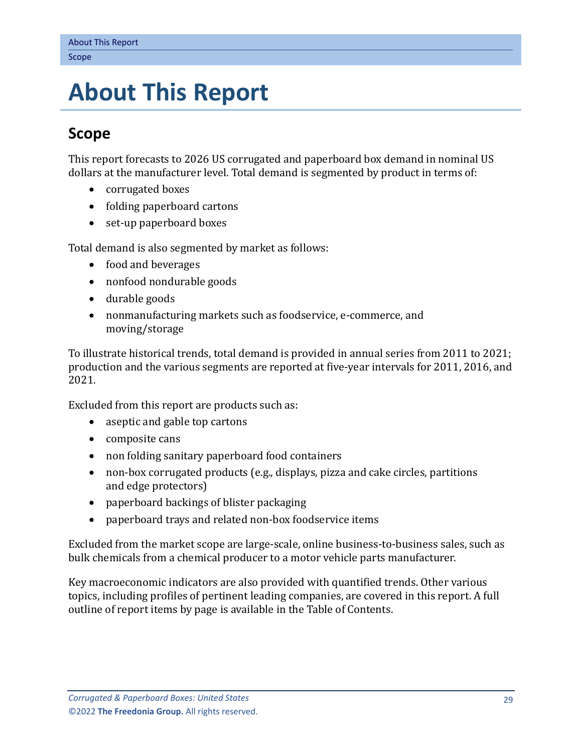# About This Report

## Scope

This report forecasts to 2026 US corrugated and paperboard box demand in nominal US dollars at the manufacturer level. Total demand is segmented by product in terms of:

- corrugated boxes
- folding paperboard cartons
- set-up paperboard boxes

Total demand is also segmented by market as follows:

- food and beverages
- nonfood nondurable goods
- durable goods
- nonmanufacturing markets such as foodservice, e-commerce, and moving/storage

To illustrate historical trends, total demand is provided in annual series from 2011 to 2021; production and the various segments are reported at five-year intervals for 2011, 2016, and 2021.

Excluded from this report are products such as:

- aseptic and gable top cartons
- composite cans
- non folding sanitary paperboard food containers
- non-box corrugated products (e.g., displays, pizza and cake circles, partitions and edge protectors)
- paperboard backings of blister packaging
- paperboard trays and related non-box foodservice items

Excluded from the market scope are large-scale, online business-to-business sales, such as bulk chemicals from a chemical producer to a motor vehicle parts manufacturer.

Key macroeconomic indicators are also provided with quantified trends. Other various topics, including profiles of pertinent leading companies, are covered in this report. A full outline of report items by page is available in the Table of Contents.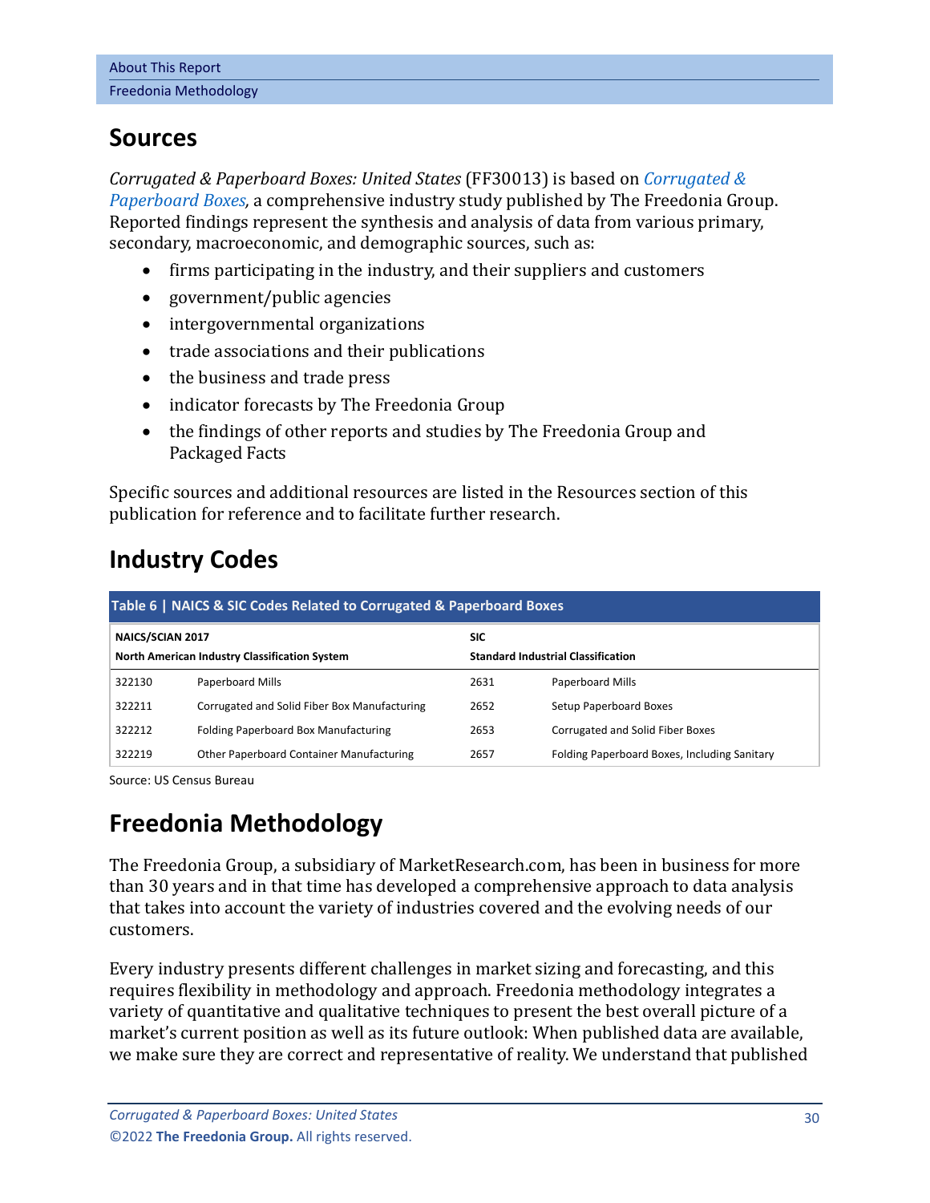## Sources

*Corrugated & Paperboard Boxes: United States* (FF30013) is based on *Corrugated & Paperboard Boxes*, a comprehensive industry study published by The Freedonia Group. Reported findings represent the synthesis and analysis of data from various primary, secondary, macroeconomic, and demographic sources, such as:

- firms participating in the industry, and their suppliers and customers
- government/public agencies
- intergovernmental organizations
- trade associations and their publications
- the business and trade press
- indicator forecasts by The Freedonia Group
- the findings of other reports and studies by The Freedonia Group and Packaged Facts

Specific sources and additional resources are listed in the Resources section of this publication for reference and to facilitate further research.

## Industry Codes

**Table 6 | NAICS & SIC Codes Related to Corrugated & Paperboard Boxes**

| NAICS/SCIAN 2017<br>North American Industry Classification System | | SIC<br>Standard Industrial Classification | |
|---|---|---|---|
| 322130 | Paperboard Mills | 2631 | Paperboard Mills |
| 322211 | Corrugated and Solid Fiber Box Manufacturing | 2652 | Setup Paperboard Boxes |
| 322212 | Folding Paperboard Box Manufacturing | 2653 | Corrugated and Solid Fiber Boxes |
| 322219 | Other Paperboard Container Manufacturing | 2657 | Folding Paperboard Boxes, Including Sanitary |

Source: US Census Bureau

## Freedonia Methodology

The Freedonia Group, a subsidiary of MarketResearch.com, has been in business for more than 30 years and in that time has developed a comprehensive approach to data analysis that takes into account the variety of industries covered and the evolving needs of our customers.

Every industry presents different challenges in market sizing and forecasting, and this requires flexibility in methodology and approach. Freedonia methodology integrates a variety of quantitative and qualitative techniques to present the best overall picture of a market's current position as well as its future outlook: When published data are available, we make sure they are correct and representative of reality. We understand that published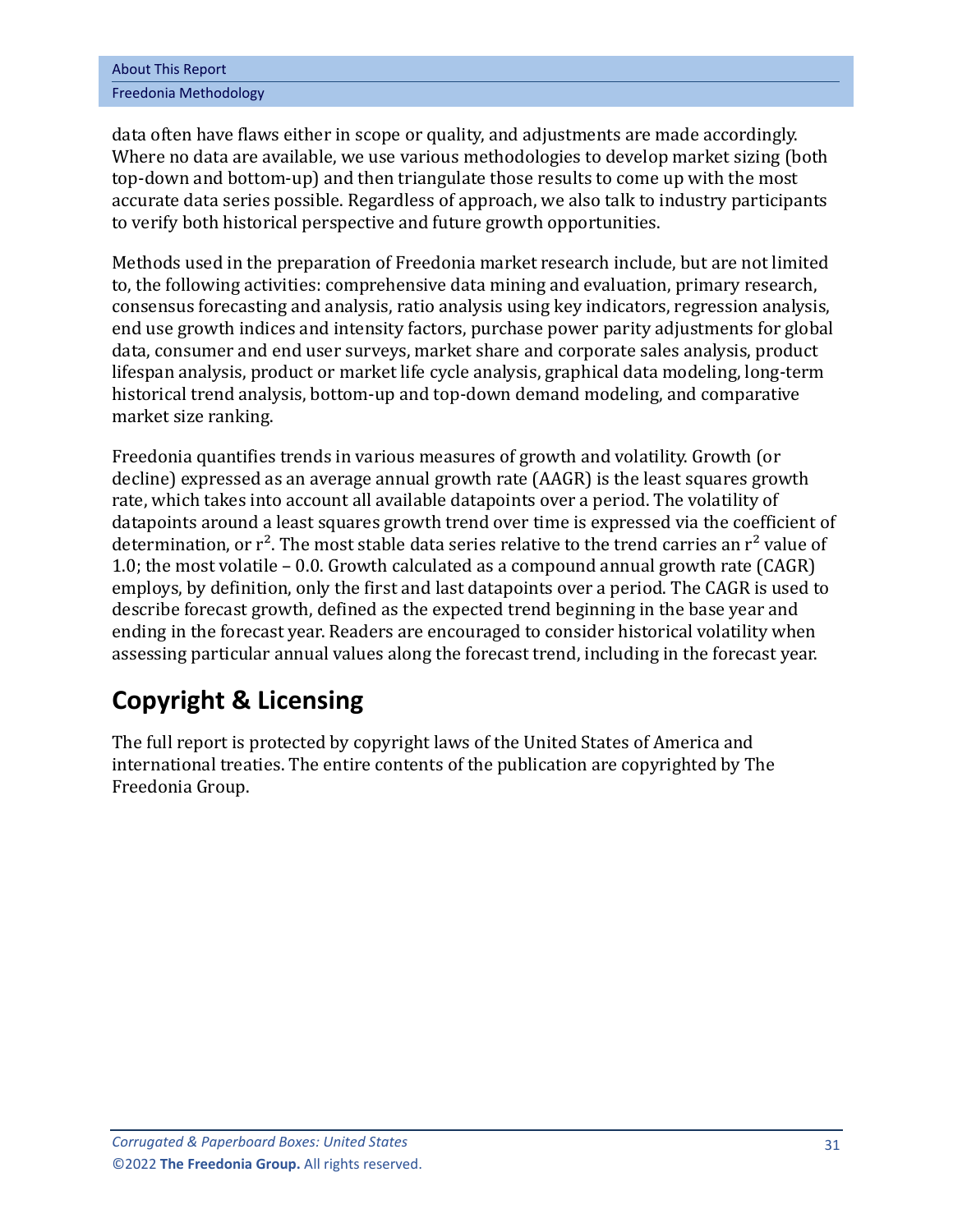data often have flaws either in scope or quality, and adjustments are made accordingly. Where no data are available, we use various methodologies to develop market sizing (both top-down and bottom-up) and then triangulate those results to come up with the most accurate data series possible. Regardless of approach, we also talk to industry participants to verify both historical perspective and future growth opportunities.

Methods used in the preparation of Freedonia market research include, but are not limited to, the following activities: comprehensive data mining and evaluation, primary research, consensus forecasting and analysis, ratio analysis using key indicators, regression analysis, end use growth indices and intensity factors, purchase power parity adjustments for global data, consumer and end user surveys, market share and corporate sales analysis, product lifespan analysis, product or market life cycle analysis, graphical data modeling, long-term historical trend analysis, bottom-up and top-down demand modeling, and comparative market size ranking.

Freedonia quantifies trends in various measures of growth and volatility. Growth (or decline) expressed as an average annual growth rate (AAGR) is the least squares growth rate, which takes into account all available datapoints over a period. The volatility of datapoints around a least squares growth trend over time is expressed via the coefficient of determination, or $r^2$. The most stable data series relative to the trend carries an $r^2$ value of 1.0; the most volatile – 0.0. Growth calculated as a compound annual growth rate (CAGR) employs, by definition, only the first and last datapoints over a period. The CAGR is used to describe forecast growth, defined as the expected trend beginning in the base year and ending in the forecast year. Readers are encouraged to consider historical volatility when assessing particular annual values along the forecast trend, including in the forecast year.

## Copyright & Licensing

The full report is protected by copyright laws of the United States of America and international treaties. The entire contents of the publication are copyrighted by The Freedonia Group.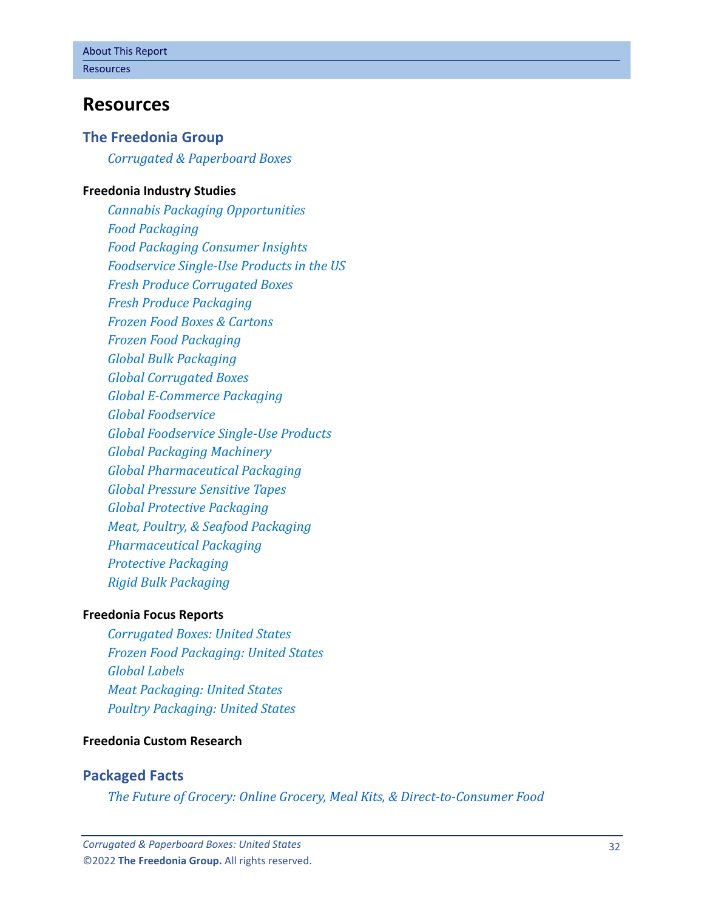# Resources

## The Freedonia Group

*Corrugated & Paperboard Boxes*

**Freedonia Industry Studies**

*Cannabis Packaging Opportunities*
*Food Packaging*
*Food Packaging Consumer Insights*
*Foodservice Single-Use Products in the US*
*Fresh Produce Corrugated Boxes*
*Fresh Produce Packaging*
*Frozen Food Boxes & Cartons*
*Frozen Food Packaging*
*Global Bulk Packaging*
*Global Corrugated Boxes*
*Global E-Commerce Packaging*
*Global Foodservice*
*Global Foodservice Single-Use Products*
*Global Packaging Machinery*
*Global Pharmaceutical Packaging*
*Global Pressure Sensitive Tapes*
*Global Protective Packaging*
*Meat, Poultry, & Seafood Packaging*
*Pharmaceutical Packaging*
*Protective Packaging*
*Rigid Bulk Packaging*

**Freedonia Focus Reports**

*Corrugated Boxes: United States*
*Frozen Food Packaging: United States*
*Global Labels*
*Meat Packaging: United States*
*Poultry Packaging: United States*

**Freedonia Custom Research**

## Packaged Facts

*The Future of Grocery: Online Grocery, Meal Kits, & Direct-to-Consumer Food*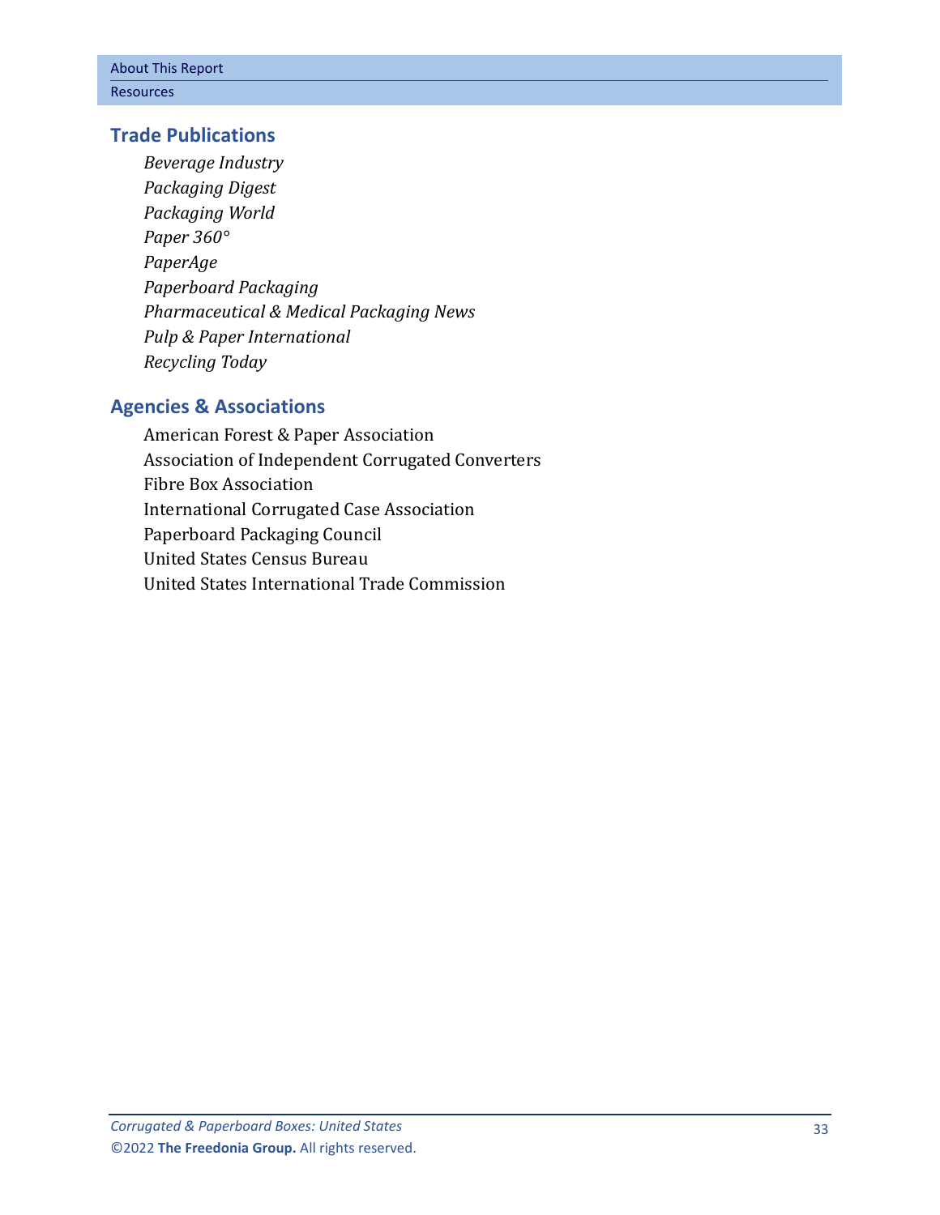## Trade Publications

*Beverage Industry*
*Packaging Digest*
*Packaging World*
*Paper 360°*
*PaperAge*
*Paperboard Packaging*
*Pharmaceutical & Medical Packaging News*
*Pulp & Paper International*
*Recycling Today*

## Agencies & Associations

American Forest & Paper Association
Association of Independent Corrugated Converters
Fibre Box Association
International Corrugated Case Association
Paperboard Packaging Council
United States Census Bureau
United States International Trade Commission